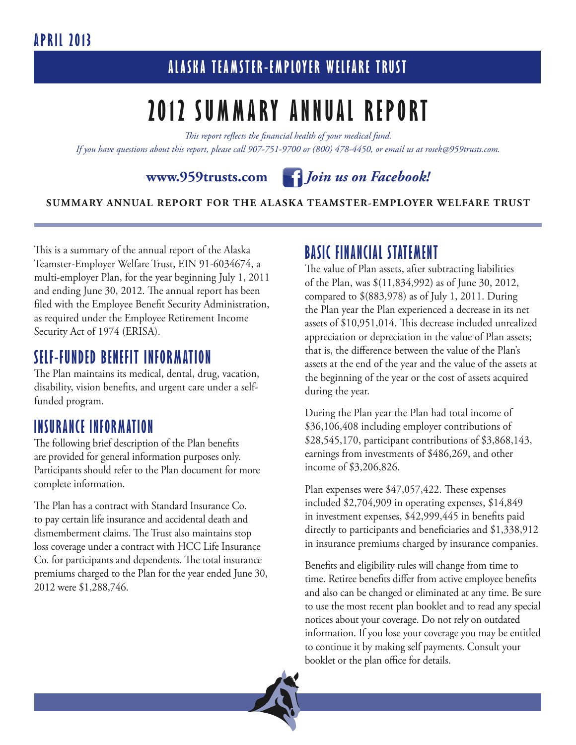APRIL 2013

ALASKA TEAMSTER-EMPLOYER WELFARE TRUST

# 2012 SUMMARY ANNUAL REPORT

*This report reflects the financial health of your medical fund.*
*If you have questions about this report, please call 907-751-9700 or (800) 478-4450, or email us at rosek@959trusts.com.*

**www.959trusts.com** ***Join us on Facebook!***

**SUMMARY ANNUAL REPORT FOR THE ALASKA TEAMSTER-EMPLOYER WELFARE TRUST**

This is a summary of the annual report of the Alaska Teamster-Employer Welfare Trust, EIN 91-6034674, a multi-employer Plan, for the year beginning July 1, 2011 and ending June 30, 2012. The annual report has been filed with the Employee Benefit Security Administration, as required under the Employee Retirement Income Security Act of 1974 (ERISA).

## SELF-FUNDED BENEFIT INFORMATION

The Plan maintains its medical, dental, drug, vacation, disability, vision benefits, and urgent care under a self-funded program.

## INSURANCE INFORMATION

The following brief description of the Plan benefits are provided for general information purposes only. Participants should refer to the Plan document for more complete information.

The Plan has a contract with Standard Insurance Co. to pay certain life insurance and accidental death and dismemberment claims. The Trust also maintains stop loss coverage under a contract with HCC Life Insurance Co. for participants and dependents. The total insurance premiums charged to the Plan for the year ended June 30, 2012 were $1,288,746.

## BASIC FINANCIAL STATEMENT

The value of Plan assets, after subtracting liabilities of the Plan, was $(11,834,992) as of June 30, 2012, compared to $(883,978) as of July 1, 2011. During the Plan year the Plan experienced a decrease in its net assets of $10,951,014. This decrease included unrealized appreciation or depreciation in the value of Plan assets; that is, the difference between the value of the Plan's assets at the end of the year and the value of the assets at the beginning of the year or the cost of assets acquired during the year.

During the Plan year the Plan had total income of $36,106,408 including employer contributions of $28,545,170, participant contributions of $3,868,143, earnings from investments of $486,269, and other income of $3,206,826.

Plan expenses were $47,057,422. These expenses included $2,704,909 in operating expenses, $14,849 in investment expenses, $42,999,445 in benefits paid directly to participants and beneficiaries and $1,338,912 in insurance premiums charged by insurance companies.

Benefits and eligibility rules will change from time to time. Retiree benefits differ from active employee benefits and also can be changed or eliminated at any time. Be sure to use the most recent plan booklet and to read any special notices about your coverage. Do not rely on outdated information. If you lose your coverage you may be entitled to continue it by making self payments. Consult your booklet or the plan office for details.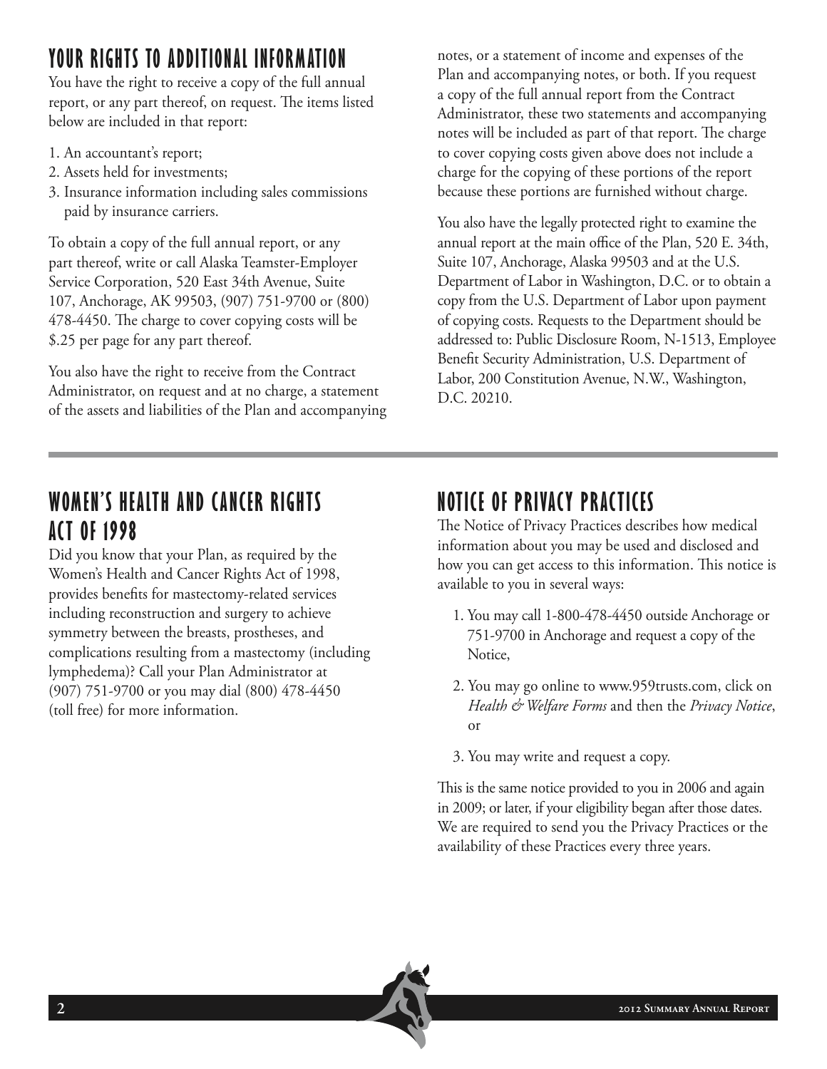## YOUR RIGHTS TO ADDITIONAL INFORMATION

You have the right to receive a copy of the full annual report, or any part thereof, on request. The items listed below are included in that report:

1. An accountant's report;
2. Assets held for investments;
3. Insurance information including sales commissions paid by insurance carriers.

To obtain a copy of the full annual report, or any part thereof, write or call Alaska Teamster-Employer Service Corporation, 520 East 34th Avenue, Suite 107, Anchorage, AK 99503, (907) 751-9700 or (800) 478-4450. The charge to cover copying costs will be $.25 per page for any part thereof.

You also have the right to receive from the Contract Administrator, on request and at no charge, a statement of the assets and liabilities of the Plan and accompanying notes, or a statement of income and expenses of the Plan and accompanying notes, or both. If you request a copy of the full annual report from the Contract Administrator, these two statements and accompanying notes will be included as part of that report. The charge to cover copying costs given above does not include a charge for the copying of these portions of the report because these portions are furnished without charge.

You also have the legally protected right to examine the annual report at the main office of the Plan, 520 E. 34th, Suite 107, Anchorage, Alaska 99503 and at the U.S. Department of Labor in Washington, D.C. or to obtain a copy from the U.S. Department of Labor upon payment of copying costs. Requests to the Department should be addressed to: Public Disclosure Room, N-1513, Employee Benefit Security Administration, U.S. Department of Labor, 200 Constitution Avenue, N.W., Washington, D.C. 20210.

## WOMEN'S HEALTH AND CANCER RIGHTS ACT OF 1998

Did you know that your Plan, as required by the Women's Health and Cancer Rights Act of 1998, provides benefits for mastectomy-related services including reconstruction and surgery to achieve symmetry between the breasts, prostheses, and complications resulting from a mastectomy (including lymphedema)? Call your Plan Administrator at (907) 751-9700 or you may dial (800) 478-4450 (toll free) for more information.

## NOTICE OF PRIVACY PRACTICES

The Notice of Privacy Practices describes how medical information about you may be used and disclosed and how you can get access to this information. This notice is available to you in several ways:

1. You may call 1-800-478-4450 outside Anchorage or 751-9700 in Anchorage and request a copy of the Notice,
2. You may go online to www.959trusts.com, click on *Health & Welfare Forms* and then the *Privacy Notice*, or
3. You may write and request a copy.

This is the same notice provided to you in 2006 and again in 2009; or later, if your eligibility began after those dates. We are required to send you the Privacy Practices or the availability of these Practices every three years.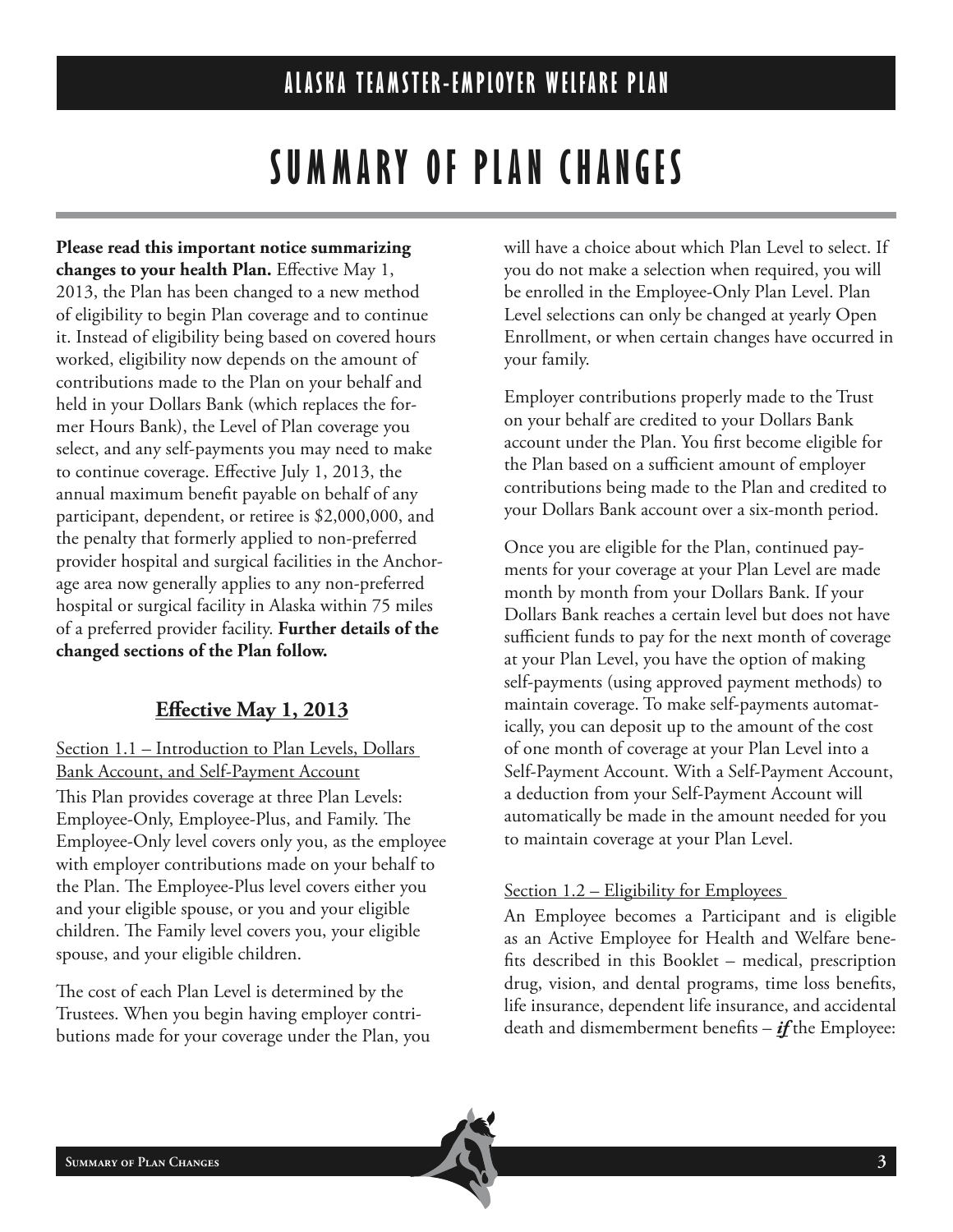# SUMMARY OF PLAN CHANGES

**Please read this important notice summarizing changes to your health Plan.** Effective May 1, 2013, the Plan has been changed to a new method of eligibility to begin Plan coverage and to continue it. Instead of eligibility being based on covered hours worked, eligibility now depends on the amount of contributions made to the Plan on your behalf and held in your Dollars Bank (which replaces the former Hours Bank), the Level of Plan coverage you select, and any self-payments you may need to make to continue coverage. Effective July 1, 2013, the annual maximum benefit payable on behalf of any participant, dependent, or retiree is $2,000,000, and the penalty that formerly applied to non-preferred provider hospital and surgical facilities in the Anchorage area now generally applies to any non-preferred hospital or surgical facility in Alaska within 75 miles of a preferred provider facility. **Further details of the changed sections of the Plan follow.**

## Effective May 1, 2013

Section 1.1 – Introduction to Plan Levels, Dollars Bank Account, and Self-Payment Account

This Plan provides coverage at three Plan Levels: Employee-Only, Employee-Plus, and Family. The Employee-Only level covers only you, as the employee with employer contributions made on your behalf to the Plan. The Employee-Plus level covers either you and your eligible spouse, or you and your eligible children. The Family level covers you, your eligible spouse, and your eligible children.

The cost of each Plan Level is determined by the Trustees. When you begin having employer contributions made for your coverage under the Plan, you will have a choice about which Plan Level to select. If you do not make a selection when required, you will be enrolled in the Employee-Only Plan Level. Plan Level selections can only be changed at yearly Open Enrollment, or when certain changes have occurred in your family.

Employer contributions properly made to the Trust on your behalf are credited to your Dollars Bank account under the Plan. You first become eligible for the Plan based on a sufficient amount of employer contributions being made to the Plan and credited to your Dollars Bank account over a six-month period.

Once you are eligible for the Plan, continued payments for your coverage at your Plan Level are made month by month from your Dollars Bank. If your Dollars Bank reaches a certain level but does not have sufficient funds to pay for the next month of coverage at your Plan Level, you have the option of making self-payments (using approved payment methods) to maintain coverage. To make self-payments automatically, you can deposit up to the amount of the cost of one month of coverage at your Plan Level into a Self-Payment Account. With a Self-Payment Account, a deduction from your Self-Payment Account will automatically be made in the amount needed for you to maintain coverage at your Plan Level.

Section 1.2 – Eligibility for Employees

An Employee becomes a Participant and is eligible as an Active Employee for Health and Welfare benefits described in this Booklet – medical, prescription drug, vision, and dental programs, time loss benefits, life insurance, dependent life insurance, and accidental death and dismemberment benefits – ***if*** the Employee: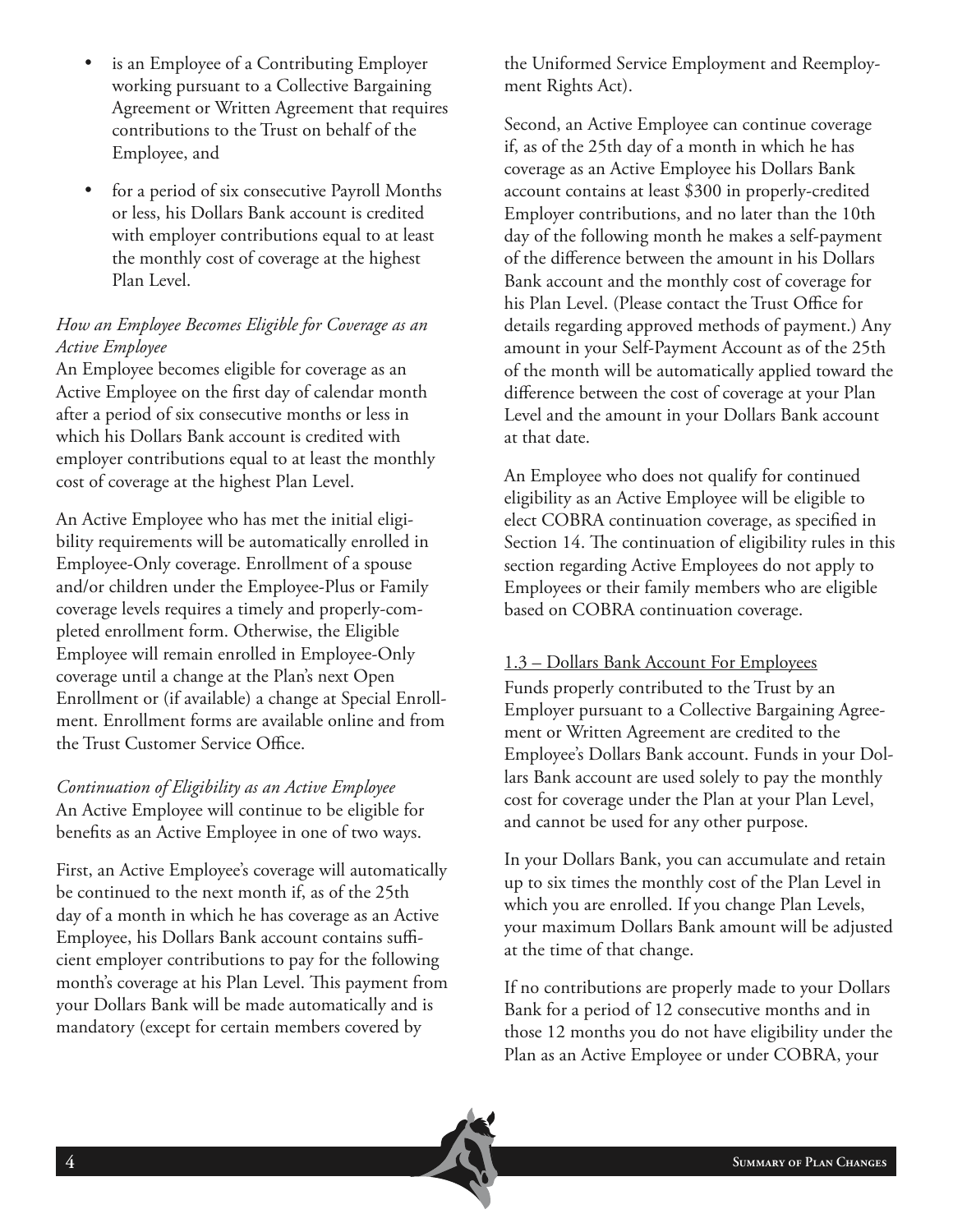- is an Employee of a Contributing Employer working pursuant to a Collective Bargaining Agreement or Written Agreement that requires contributions to the Trust on behalf of the Employee, and
- for a period of six consecutive Payroll Months or less, his Dollars Bank account is credited with employer contributions equal to at least the monthly cost of coverage at the highest Plan Level.

*How an Employee Becomes Eligible for Coverage as an Active Employee*

An Employee becomes eligible for coverage as an Active Employee on the first day of calendar month after a period of six consecutive months or less in which his Dollars Bank account is credited with employer contributions equal to at least the monthly cost of coverage at the highest Plan Level.

An Active Employee who has met the initial eligibility requirements will be automatically enrolled in Employee-Only coverage. Enrollment of a spouse and/or children under the Employee-Plus or Family coverage levels requires a timely and properly-completed enrollment form. Otherwise, the Eligible Employee will remain enrolled in Employee-Only coverage until a change at the Plan's next Open Enrollment or (if available) a change at Special Enrollment. Enrollment forms are available online and from the Trust Customer Service Office.

*Continuation of Eligibility as an Active Employee*

An Active Employee will continue to be eligible for benefits as an Active Employee in one of two ways.

First, an Active Employee's coverage will automatically be continued to the next month if, as of the 25th day of a month in which he has coverage as an Active Employee, his Dollars Bank account contains sufficient employer contributions to pay for the following month's coverage at his Plan Level. This payment from your Dollars Bank will be made automatically and is mandatory (except for certain members covered by the Uniformed Service Employment and Reemployment Rights Act).

Second, an Active Employee can continue coverage if, as of the 25th day of a month in which he has coverage as an Active Employee his Dollars Bank account contains at least $300 in properly-credited Employer contributions, and no later than the 10th day of the following month he makes a self-payment of the difference between the amount in his Dollars Bank account and the monthly cost of coverage for his Plan Level. (Please contact the Trust Office for details regarding approved methods of payment.) Any amount in your Self-Payment Account as of the 25th of the month will be automatically applied toward the difference between the cost of coverage at your Plan Level and the amount in your Dollars Bank account at that date.

An Employee who does not qualify for continued eligibility as an Active Employee will be eligible to elect COBRA continuation coverage, as specified in Section 14. The continuation of eligibility rules in this section regarding Active Employees do not apply to Employees or their family members who are eligible based on COBRA continuation coverage.

<u>1.3 – Dollars Bank Account For Employees</u>

Funds properly contributed to the Trust by an Employer pursuant to a Collective Bargaining Agreement or Written Agreement are credited to the Employee's Dollars Bank account. Funds in your Dollars Bank account are used solely to pay the monthly cost for coverage under the Plan at your Plan Level, and cannot be used for any other purpose.

In your Dollars Bank, you can accumulate and retain up to six times the monthly cost of the Plan Level in which you are enrolled. If you change Plan Levels, your maximum Dollars Bank amount will be adjusted at the time of that change.

If no contributions are properly made to your Dollars Bank for a period of 12 consecutive months and in those 12 months you do not have eligibility under the Plan as an Active Employee or under COBRA, your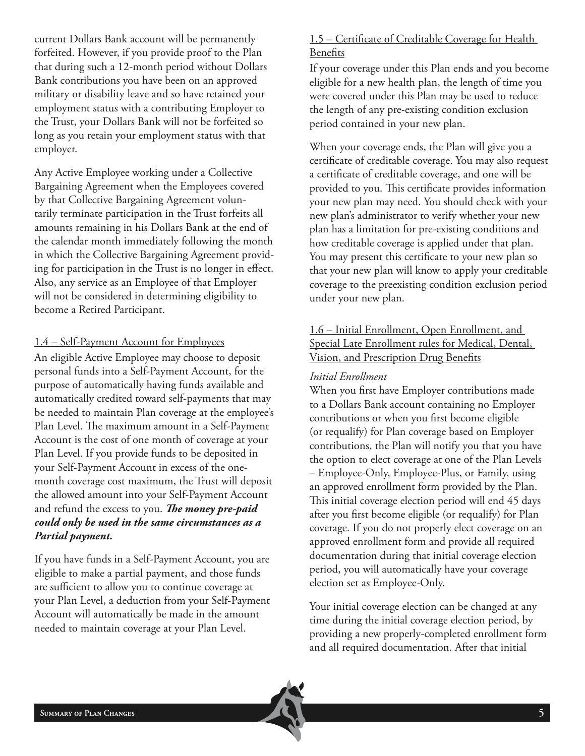current Dollars Bank account will be permanently forfeited. However, if you provide proof to the Plan that during such a 12-month period without Dollars Bank contributions you have been on an approved military or disability leave and so have retained your employment status with a contributing Employer to the Trust, your Dollars Bank will not be forfeited so long as you retain your employment status with that employer.

Any Active Employee working under a Collective Bargaining Agreement when the Employees covered by that Collective Bargaining Agreement voluntarily terminate participation in the Trust forfeits all amounts remaining in his Dollars Bank at the end of the calendar month immediately following the month in which the Collective Bargaining Agreement providing for participation in the Trust is no longer in effect. Also, any service as an Employee of that Employer will not be considered in determining eligibility to become a Retired Participant.

### 1.4 – Self-Payment Account for Employees

An eligible Active Employee may choose to deposit personal funds into a Self-Payment Account, for the purpose of automatically having funds available and automatically credited toward self-payments that may be needed to maintain Plan coverage at the employee's Plan Level. The maximum amount in a Self-Payment Account is the cost of one month of coverage at your Plan Level. If you provide funds to be deposited in your Self-Payment Account in excess of the one-month coverage cost maximum, the Trust will deposit the allowed amount into your Self-Payment Account and refund the excess to you. ***The money pre-paid could only be used in the same circumstances as a Partial payment.***

If you have funds in a Self-Payment Account, you are eligible to make a partial payment, and those funds are sufficient to allow you to continue coverage at your Plan Level, a deduction from your Self-Payment Account will automatically be made in the amount needed to maintain coverage at your Plan Level.

### 1.5 – Certificate of Creditable Coverage for Health Benefits

If your coverage under this Plan ends and you become eligible for a new health plan, the length of time you were covered under this Plan may be used to reduce the length of any pre-existing condition exclusion period contained in your new plan.

When your coverage ends, the Plan will give you a certificate of creditable coverage. You may also request a certificate of creditable coverage, and one will be provided to you. This certificate provides information your new plan may need. You should check with your new plan's administrator to verify whether your new plan has a limitation for pre-existing conditions and how creditable coverage is applied under that plan. You may present this certificate to your new plan so that your new plan will know to apply your creditable coverage to the preexisting condition exclusion period under your new plan.

### 1.6 – Initial Enrollment, Open Enrollment, and Special Late Enrollment rules for Medical, Dental, Vision, and Prescription Drug Benefits

*Initial Enrollment*

When you first have Employer contributions made to a Dollars Bank account containing no Employer contributions or when you first become eligible (or requalify) for Plan coverage based on Employer contributions, the Plan will notify you that you have the option to elect coverage at one of the Plan Levels – Employee-Only, Employee-Plus, or Family, using an approved enrollment form provided by the Plan. This initial coverage election period will end 45 days after you first become eligible (or requalify) for Plan coverage. If you do not properly elect coverage on an approved enrollment form and provide all required documentation during that initial coverage election period, you will automatically have your coverage election set as Employee-Only.

Your initial coverage election can be changed at any time during the initial coverage election period, by providing a new properly-completed enrollment form and all required documentation. After that initial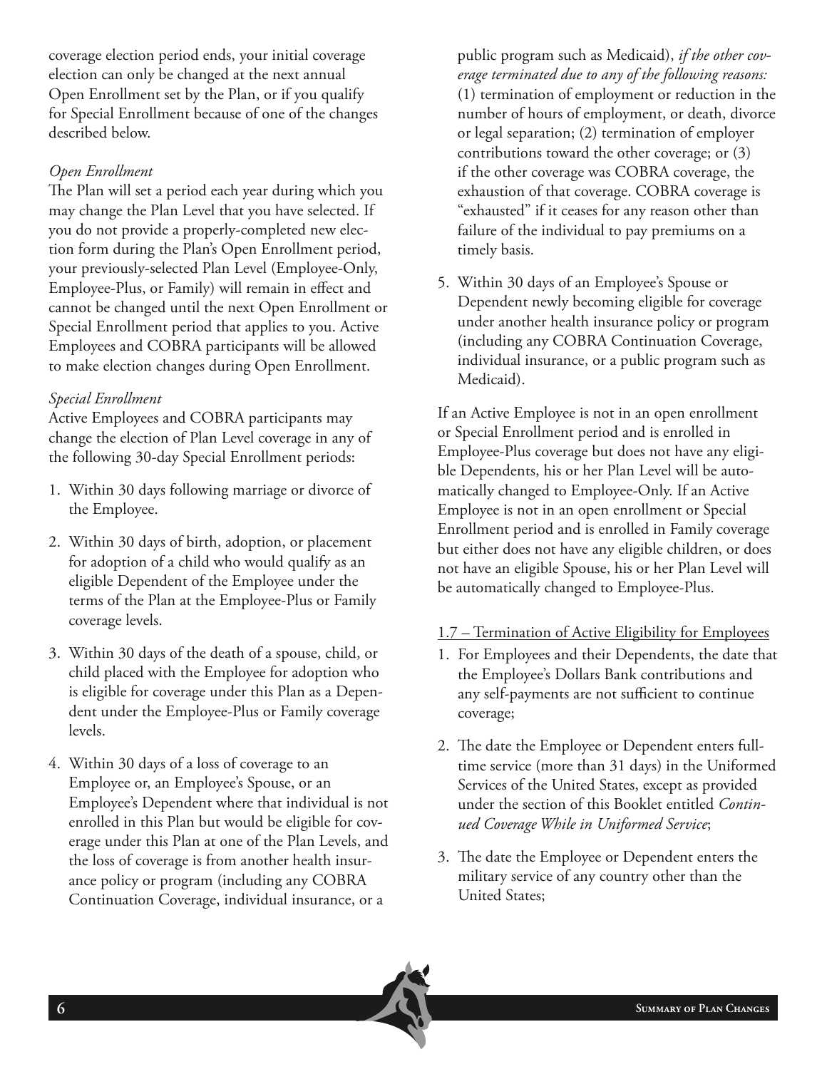coverage election period ends, your initial coverage election can only be changed at the next annual Open Enrollment set by the Plan, or if you qualify for Special Enrollment because of one of the changes described below.

*Open Enrollment*
The Plan will set a period each year during which you may change the Plan Level that you have selected. If you do not provide a properly-completed new election form during the Plan's Open Enrollment period, your previously-selected Plan Level (Employee-Only, Employee-Plus, or Family) will remain in effect and cannot be changed until the next Open Enrollment or Special Enrollment period that applies to you. Active Employees and COBRA participants will be allowed to make election changes during Open Enrollment.

*Special Enrollment*
Active Employees and COBRA participants may change the election of Plan Level coverage in any of the following 30-day Special Enrollment periods:

1. Within 30 days following marriage or divorce of the Employee.
2. Within 30 days of birth, adoption, or placement for adoption of a child who would qualify as an eligible Dependent of the Employee under the terms of the Plan at the Employee-Plus or Family coverage levels.
3. Within 30 days of the death of a spouse, child, or child placed with the Employee for adoption who is eligible for coverage under this Plan as a Dependent under the Employee-Plus or Family coverage levels.
4. Within 30 days of a loss of coverage to an Employee or, an Employee's Spouse, or an Employee's Dependent where that individual is not enrolled in this Plan but would be eligible for coverage under this Plan at one of the Plan Levels, and the loss of coverage is from another health insurance policy or program (including any COBRA Continuation Coverage, individual insurance, or a public program such as Medicaid), *if the other coverage terminated due to any of the following reasons:* (1) termination of employment or reduction in the number of hours of employment, or death, divorce or legal separation; (2) termination of employer contributions toward the other coverage; or (3) if the other coverage was COBRA coverage, the exhaustion of that coverage. COBRA coverage is "exhausted" if it ceases for any reason other than failure of the individual to pay premiums on a timely basis.
5. Within 30 days of an Employee's Spouse or Dependent newly becoming eligible for coverage under another health insurance policy or program (including any COBRA Continuation Coverage, individual insurance, or a public program such as Medicaid).

If an Active Employee is not in an open enrollment or Special Enrollment period and is enrolled in Employee-Plus coverage but does not have any eligible Dependents, his or her Plan Level will be automatically changed to Employee-Only. If an Active Employee is not in an open enrollment or Special Enrollment period and is enrolled in Family coverage but either does not have any eligible children, or does not have an eligible Spouse, his or her Plan Level will be automatically changed to Employee-Plus.

1.7 – Termination of Active Eligibility for Employees

1. For Employees and their Dependents, the date that the Employee's Dollars Bank contributions and any self-payments are not sufficient to continue coverage;
2. The date the Employee or Dependent enters full-time service (more than 31 days) in the Uniformed Services of the United States, except as provided under the section of this Booklet entitled *Continued Coverage While in Uniformed Service*;
3. The date the Employee or Dependent enters the military service of any country other than the United States;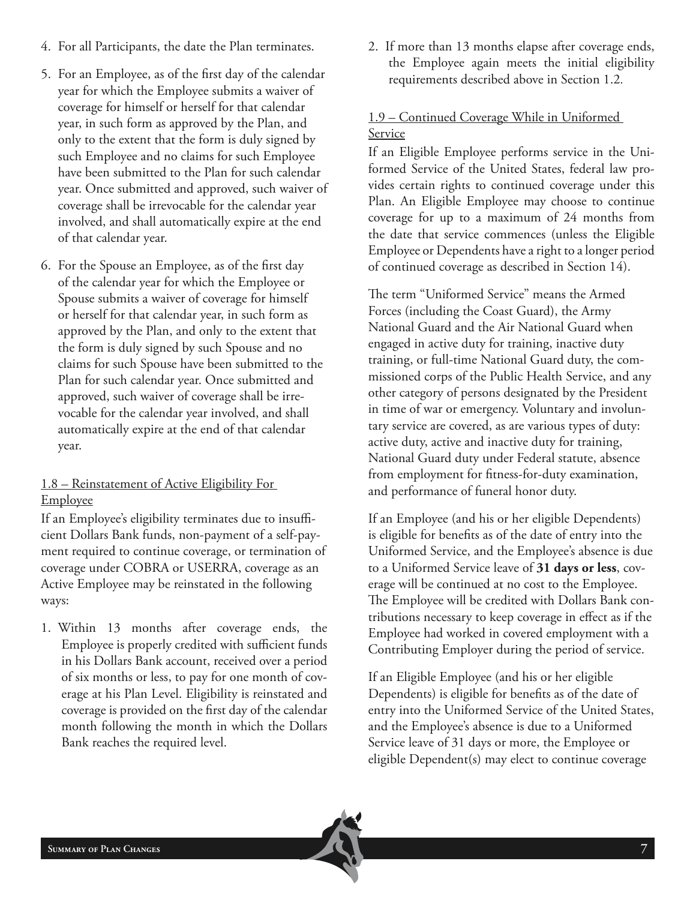4. For all Participants, the date the Plan terminates.

5. For an Employee, as of the first day of the calendar year for which the Employee submits a waiver of coverage for himself or herself for that calendar year, in such form as approved by the Plan, and only to the extent that the form is duly signed by such Employee and no claims for such Employee have been submitted to the Plan for such calendar year. Once submitted and approved, such waiver of coverage shall be irrevocable for the calendar year involved, and shall automatically expire at the end of that calendar year.

6. For the Spouse an Employee, as of the first day of the calendar year for which the Employee or Spouse submits a waiver of coverage for himself or herself for that calendar year, in such form as approved by the Plan, and only to the extent that the form is duly signed by such Spouse and no claims for such Spouse have been submitted to the Plan for such calendar year. Once submitted and approved, such waiver of coverage shall be irrevocable for the calendar year involved, and shall automatically expire at the end of that calendar year.

### 1.8 – Reinstatement of Active Eligibility For Employee

If an Employee's eligibility terminates due to insufficient Dollars Bank funds, non-payment of a self-payment required to continue coverage, or termination of coverage under COBRA or USERRA, coverage as an Active Employee may be reinstated in the following ways:

1. Within 13 months after coverage ends, the Employee is properly credited with sufficient funds in his Dollars Bank account, received over a period of six months or less, to pay for one month of coverage at his Plan Level. Eligibility is reinstated and coverage is provided on the first day of the calendar month following the month in which the Dollars Bank reaches the required level.

2. If more than 13 months elapse after coverage ends, the Employee again meets the initial eligibility requirements described above in Section 1.2.

### 1.9 – Continued Coverage While in Uniformed Service

If an Eligible Employee performs service in the Uniformed Service of the United States, federal law provides certain rights to continued coverage under this Plan. An Eligible Employee may choose to continue coverage for up to a maximum of 24 months from the date that service commences (unless the Eligible Employee or Dependents have a right to a longer period of continued coverage as described in Section 14).

The term "Uniformed Service" means the Armed Forces (including the Coast Guard), the Army National Guard and the Air National Guard when engaged in active duty for training, inactive duty training, or full-time National Guard duty, the commissioned corps of the Public Health Service, and any other category of persons designated by the President in time of war or emergency. Voluntary and involuntary service are covered, as are various types of duty: active duty, active and inactive duty for training, National Guard duty under Federal statute, absence from employment for fitness-for-duty examination, and performance of funeral honor duty.

If an Employee (and his or her eligible Dependents) is eligible for benefits as of the date of entry into the Uniformed Service, and the Employee's absence is due to a Uniformed Service leave of **31 days or less**, coverage will be continued at no cost to the Employee. The Employee will be credited with Dollars Bank contributions necessary to keep coverage in effect as if the Employee had worked in covered employment with a Contributing Employer during the period of service.

If an Eligible Employee (and his or her eligible Dependents) is eligible for benefits as of the date of entry into the Uniformed Service of the United States, and the Employee's absence is due to a Uniformed Service leave of 31 days or more, the Employee or eligible Dependent(s) may elect to continue coverage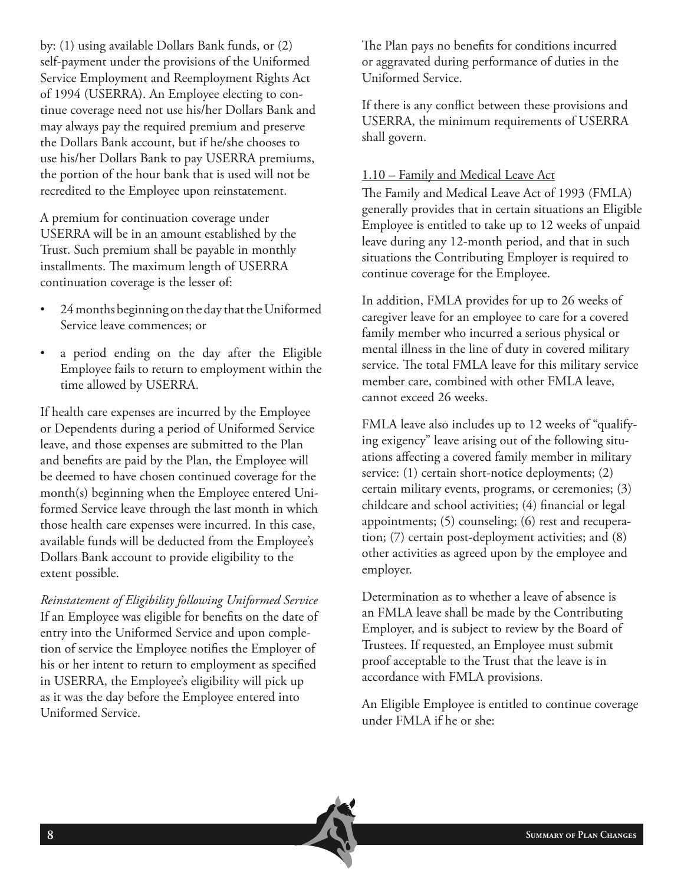by: (1) using available Dollars Bank funds, or (2) self-payment under the provisions of the Uniformed Service Employment and Reemployment Rights Act of 1994 (USERRA). An Employee electing to continue coverage need not use his/her Dollars Bank and may always pay the required premium and preserve the Dollars Bank account, but if he/she chooses to use his/her Dollars Bank to pay USERRA premiums, the portion of the hour bank that is used will not be recredited to the Employee upon reinstatement.

A premium for continuation coverage under USERRA will be in an amount established by the Trust. Such premium shall be payable in monthly installments. The maximum length of USERRA continuation coverage is the lesser of:

- 24 months beginning on the day that the Uniformed Service leave commences; or
- a period ending on the day after the Eligible Employee fails to return to employment within the time allowed by USERRA.

If health care expenses are incurred by the Employee or Dependents during a period of Uniformed Service leave, and those expenses are submitted to the Plan and benefits are paid by the Plan, the Employee will be deemed to have chosen continued coverage for the month(s) beginning when the Employee entered Uniformed Service leave through the last month in which those health care expenses were incurred. In this case, available funds will be deducted from the Employee's Dollars Bank account to provide eligibility to the extent possible.

*Reinstatement of Eligibility following Uniformed Service*
If an Employee was eligible for benefits on the date of entry into the Uniformed Service and upon completion of service the Employee notifies the Employer of his or her intent to return to employment as specified in USERRA, the Employee's eligibility will pick up as it was the day before the Employee entered into Uniformed Service.

The Plan pays no benefits for conditions incurred or aggravated during performance of duties in the Uniformed Service.

If there is any conflict between these provisions and USERRA, the minimum requirements of USERRA shall govern.

<u>1.10 – Family and Medical Leave Act</u>

The Family and Medical Leave Act of 1993 (FMLA) generally provides that in certain situations an Eligible Employee is entitled to take up to 12 weeks of unpaid leave during any 12-month period, and that in such situations the Contributing Employer is required to continue coverage for the Employee.

In addition, FMLA provides for up to 26 weeks of caregiver leave for an employee to care for a covered family member who incurred a serious physical or mental illness in the line of duty in covered military service. The total FMLA leave for this military service member care, combined with other FMLA leave, cannot exceed 26 weeks.

FMLA leave also includes up to 12 weeks of "qualifying exigency" leave arising out of the following situations affecting a covered family member in military service: (1) certain short-notice deployments; (2) certain military events, programs, or ceremonies; (3) childcare and school activities; (4) financial or legal appointments; (5) counseling; (6) rest and recuperation; (7) certain post-deployment activities; and (8) other activities as agreed upon by the employee and employer.

Determination as to whether a leave of absence is an FMLA leave shall be made by the Contributing Employer, and is subject to review by the Board of Trustees. If requested, an Employee must submit proof acceptable to the Trust that the leave is in accordance with FMLA provisions.

An Eligible Employee is entitled to continue coverage under FMLA if he or she: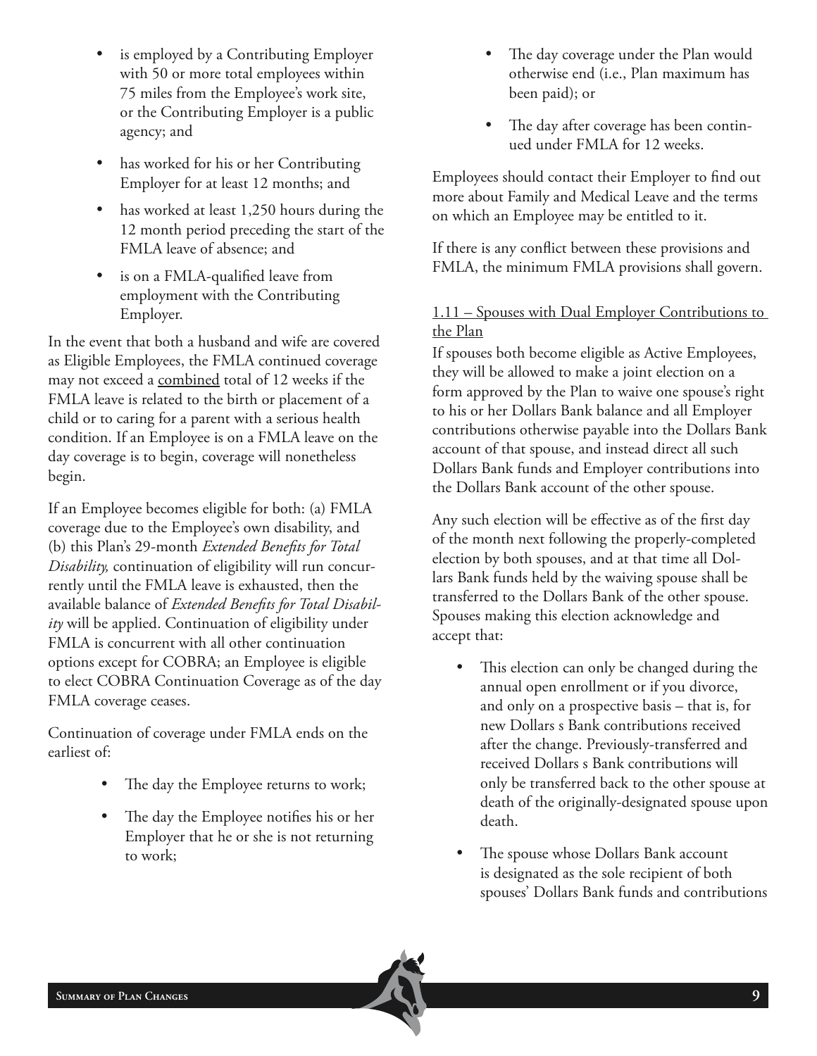- is employed by a Contributing Employer with 50 or more total employees within 75 miles from the Employee's work site, or the Contributing Employer is a public agency; and
- has worked for his or her Contributing Employer for at least 12 months; and
- has worked at least 1,250 hours during the 12 month period preceding the start of the FMLA leave of absence; and
- is on a FMLA-qualified leave from employment with the Contributing Employer.

In the event that both a husband and wife are covered as Eligible Employees, the FMLA continued coverage may not exceed a <u>combined</u> total of 12 weeks if the FMLA leave is related to the birth or placement of a child or to caring for a parent with a serious health condition. If an Employee is on a FMLA leave on the day coverage is to begin, coverage will nonetheless begin.

If an Employee becomes eligible for both: (a) FMLA coverage due to the Employee's own disability, and (b) this Plan's 29-month *Extended Benefits for Total Disability,* continuation of eligibility will run concurrently until the FMLA leave is exhausted, then the available balance of *Extended Benefits for Total Disability* will be applied. Continuation of eligibility under FMLA is concurrent with all other continuation options except for COBRA; an Employee is eligible to elect COBRA Continuation Coverage as of the day FMLA coverage ceases.

Continuation of coverage under FMLA ends on the earliest of:

- The day the Employee returns to work;
- The day the Employee notifies his or her Employer that he or she is not returning to work;
- The day coverage under the Plan would otherwise end (i.e., Plan maximum has been paid); or
- The day after coverage has been continued under FMLA for 12 weeks.

Employees should contact their Employer to find out more about Family and Medical Leave and the terms on which an Employee may be entitled to it.

If there is any conflict between these provisions and FMLA, the minimum FMLA provisions shall govern.

<u>1.11 – Spouses with Dual Employer Contributions to the Plan</u>

If spouses both become eligible as Active Employees, they will be allowed to make a joint election on a form approved by the Plan to waive one spouse's right to his or her Dollars Bank balance and all Employer contributions otherwise payable into the Dollars Bank account of that spouse, and instead direct all such Dollars Bank funds and Employer contributions into the Dollars Bank account of the other spouse.

Any such election will be effective as of the first day of the month next following the properly-completed election by both spouses, and at that time all Dollars Bank funds held by the waiving spouse shall be transferred to the Dollars Bank of the other spouse. Spouses making this election acknowledge and accept that:

- This election can only be changed during the annual open enrollment or if you divorce, and only on a prospective basis – that is, for new Dollars s Bank contributions received after the change. Previously-transferred and received Dollars s Bank contributions will only be transferred back to the other spouse at death of the originally-designated spouse upon death.
- The spouse whose Dollars Bank account is designated as the sole recipient of both spouses' Dollars Bank funds and contributions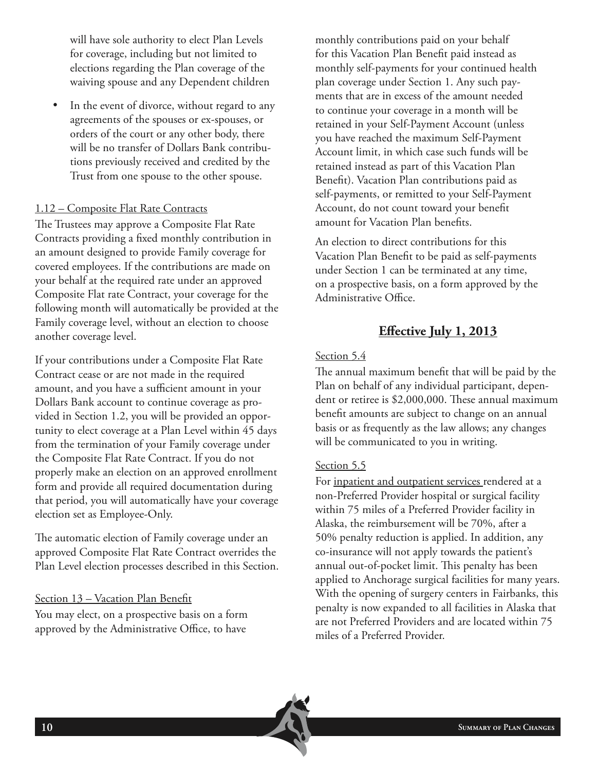will have sole authority to elect Plan Levels for coverage, including but not limited to elections regarding the Plan coverage of the waiving spouse and any Dependent children

- In the event of divorce, without regard to any agreements of the spouses or ex-spouses, or orders of the court or any other body, there will be no transfer of Dollars Bank contributions previously received and credited by the Trust from one spouse to the other spouse.

1.12 – Composite Flat Rate Contracts

The Trustees may approve a Composite Flat Rate Contracts providing a fixed monthly contribution in an amount designed to provide Family coverage for covered employees. If the contributions are made on your behalf at the required rate under an approved Composite Flat rate Contract, your coverage for the following month will automatically be provided at the Family coverage level, without an election to choose another coverage level.

If your contributions under a Composite Flat Rate Contract cease or are not made in the required amount, and you have a sufficient amount in your Dollars Bank account to continue coverage as provided in Section 1.2, you will be provided an opportunity to elect coverage at a Plan Level within 45 days from the termination of your Family coverage under the Composite Flat Rate Contract. If you do not properly make an election on an approved enrollment form and provide all required documentation during that period, you will automatically have your coverage election set as Employee-Only.

The automatic election of Family coverage under an approved Composite Flat Rate Contract overrides the Plan Level election processes described in this Section.

Section 13 – Vacation Plan Benefit

You may elect, on a prospective basis on a form approved by the Administrative Office, to have monthly contributions paid on your behalf for this Vacation Plan Benefit paid instead as monthly self-payments for your continued health plan coverage under Section 1. Any such payments that are in excess of the amount needed to continue your coverage in a month will be retained in your Self-Payment Account (unless you have reached the maximum Self-Payment Account limit, in which case such funds will be retained instead as part of this Vacation Plan Benefit). Vacation Plan contributions paid as self-payments, or remitted to your Self-Payment Account, do not count toward your benefit amount for Vacation Plan benefits.

An election to direct contributions for this Vacation Plan Benefit to be paid as self-payments under Section 1 can be terminated at any time, on a prospective basis, on a form approved by the Administrative Office.

## Effective July 1, 2013

Section 5.4

The annual maximum benefit that will be paid by the Plan on behalf of any individual participant, dependent or retiree is $2,000,000. These annual maximum benefit amounts are subject to change on an annual basis or as frequently as the law allows; any changes will be communicated to you in writing.

Section 5.5

For inpatient and outpatient services rendered at a non-Preferred Provider hospital or surgical facility within 75 miles of a Preferred Provider facility in Alaska, the reimbursement will be 70%, after a 50% penalty reduction is applied. In addition, any co-insurance will not apply towards the patient's annual out-of-pocket limit. This penalty has been applied to Anchorage surgical facilities for many years. With the opening of surgery centers in Fairbanks, this penalty is now expanded to all facilities in Alaska that are not Preferred Providers and are located within 75 miles of a Preferred Provider.